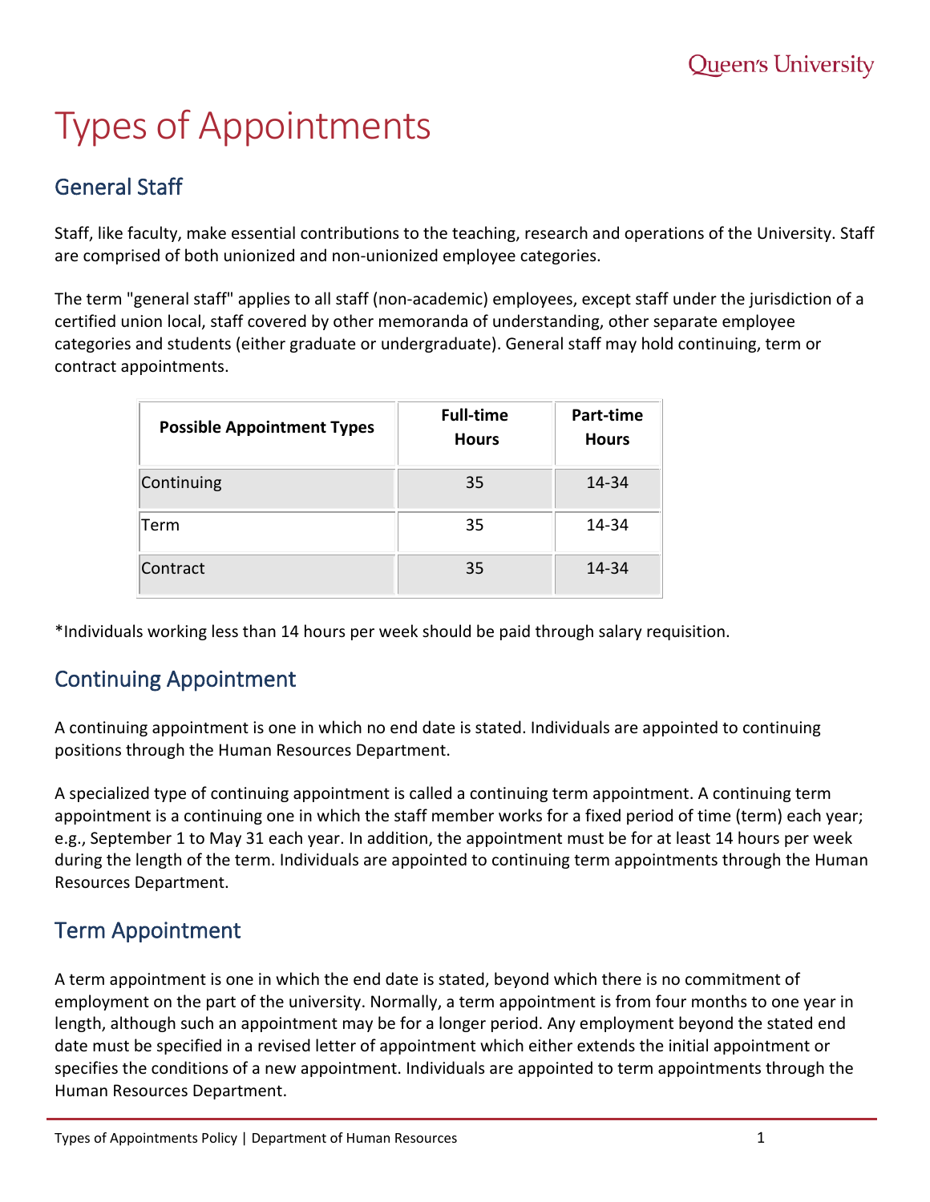# Types of Appointments

## General Staff

Staff, like faculty, make essential contributions to the teaching, research and operations of the University. Staff are comprised of both unionized and non-unionized employee categories.

The term "general staff" applies to all staff (non-academic) employees, except staff under the jurisdiction of a certified union local, staff covered by other memoranda of understanding, other separate employee categories and students (either graduate or undergraduate). General staff may hold continuing, term or contract appointments.

| Possible Appointment Types | Full-time Hours | Part-time Hours |
|---|---|---|
| Continuing | 35 | 14-34 |
| Term | 35 | 14-34 |
| Contract | 35 | 14-34 |

*Individuals working less than 14 hours per week should be paid through salary requisition.

## Continuing Appointment

A continuing appointment is one in which no end date is stated. Individuals are appointed to continuing positions through the Human Resources Department.

A specialized type of continuing appointment is called a continuing term appointment. A continuing term appointment is a continuing one in which the staff member works for a fixed period of time (term) each year; e.g., September 1 to May 31 each year. In addition, the appointment must be for at least 14 hours per week during the length of the term. Individuals are appointed to continuing term appointments through the Human Resources Department.

## Term Appointment

A term appointment is one in which the end date is stated, beyond which there is no commitment of employment on the part of the university. Normally, a term appointment is from four months to one year in length, although such an appointment may be for a longer period. Any employment beyond the stated end date must be specified in a revised letter of appointment which either extends the initial appointment or specifies the conditions of a new appointment. Individuals are appointed to term appointments through the Human Resources Department.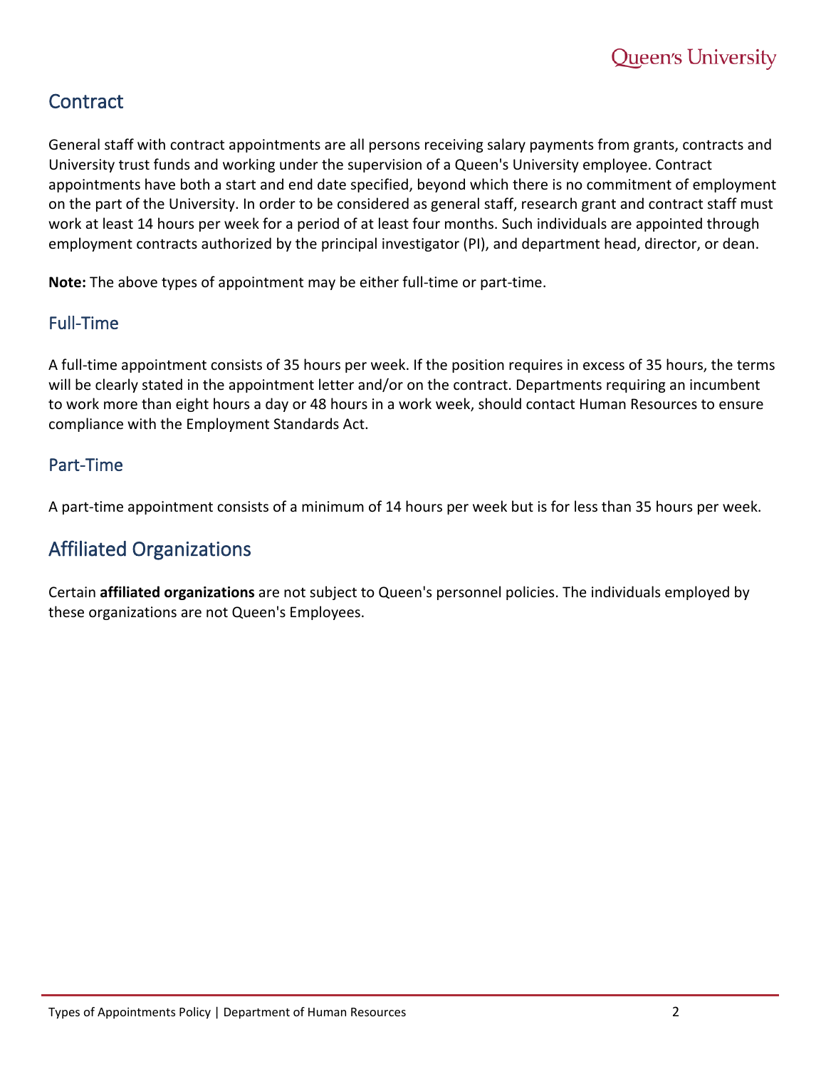## Contract

General staff with contract appointments are all persons receiving salary payments from grants, contracts and University trust funds and working under the supervision of a Queen's University employee. Contract appointments have both a start and end date specified, beyond which there is no commitment of employment on the part of the University. In order to be considered as general staff, research grant and contract staff must work at least 14 hours per week for a period of at least four months. Such individuals are appointed through employment contracts authorized by the principal investigator (PI), and department head, director, or dean.

**Note:** The above types of appointment may be either full-time or part-time.

### Full-Time

A full-time appointment consists of 35 hours per week. If the position requires in excess of 35 hours, the terms will be clearly stated in the appointment letter and/or on the contract. Departments requiring an incumbent to work more than eight hours a day or 48 hours in a work week, should contact Human Resources to ensure compliance with the Employment Standards Act.

### Part-Time

A part-time appointment consists of a minimum of 14 hours per week but is for less than 35 hours per week.

## Affiliated Organizations

Certain **affiliated organizations** are not subject to Queen's personnel policies. The individuals employed by these organizations are not Queen's Employees.